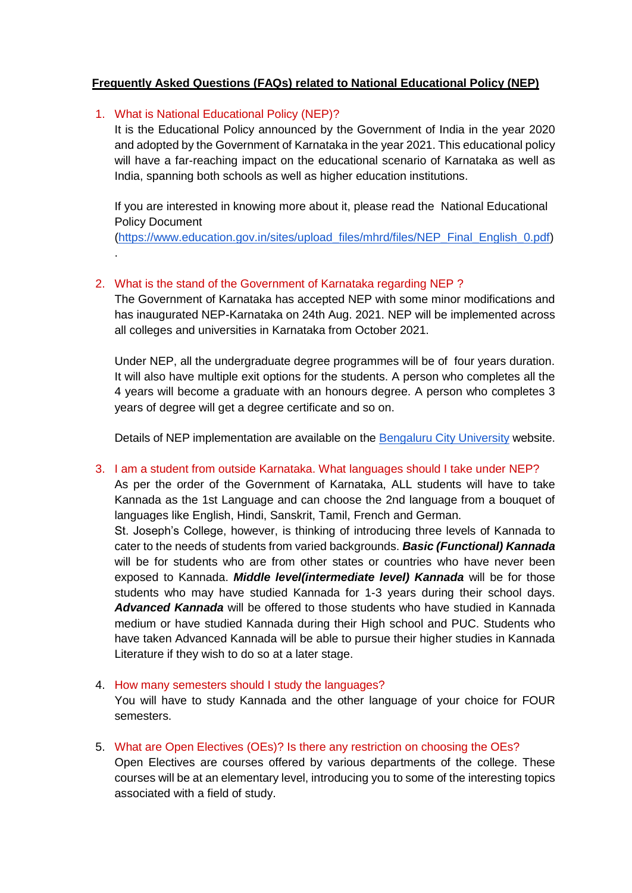**Frequently Asked Questions (FAQs) related to National Educational Policy (NEP)**

1. What is National Educational Policy (NEP)?

   It is the Educational Policy announced by the Government of India in the year 2020 and adopted by the Government of Karnataka in the year 2021. This educational policy will have a far-reaching impact on the educational scenario of Karnataka as well as India, spanning both schools as well as higher education institutions.

   If you are interested in knowing more about it, please read the National Educational Policy Document (https://www.education.gov.in/sites/upload_files/mhrd/files/NEP_Final_English_0.pdf).

2. What is the stand of the Government of Karnataka regarding NEP ?

   The Government of Karnataka has accepted NEP with some minor modifications and has inaugurated NEP-Karnataka on 24th Aug. 2021. NEP will be implemented across all colleges and universities in Karnataka from October 2021.

   Under NEP, all the undergraduate degree programmes will be of four years duration. It will also have multiple exit options for the students. A person who completes all the 4 years will become a graduate with an honours degree. A person who completes 3 years of degree will get a degree certificate and so on.

   Details of NEP implementation are available on the Bengaluru City University website.

3. I am a student from outside Karnataka. What languages should I take under NEP?

   As per the order of the Government of Karnataka, ALL students will have to take Kannada as the 1st Language and can choose the 2nd language from a bouquet of languages like English, Hindi, Sanskrit, Tamil, French and German.

   St. Joseph's College, however, is thinking of introducing three levels of Kannada to cater to the needs of students from varied backgrounds. ***Basic (Functional) Kannada*** will be for students who are from other states or countries who have never been exposed to Kannada. ***Middle level(intermediate level) Kannada*** will be for those students who may have studied Kannada for 1-3 years during their school days. ***Advanced Kannada*** will be offered to those students who have studied in Kannada medium or have studied Kannada during their High school and PUC. Students who have taken Advanced Kannada will be able to pursue their higher studies in Kannada Literature if they wish to do so at a later stage.

4. How many semesters should I study the languages?

   You will have to study Kannada and the other language of your choice for FOUR semesters.

5. What are Open Electives (OEs)? Is there any restriction on choosing the OEs?

   Open Electives are courses offered by various departments of the college. These courses will be at an elementary level, introducing you to some of the interesting topics associated with a field of study.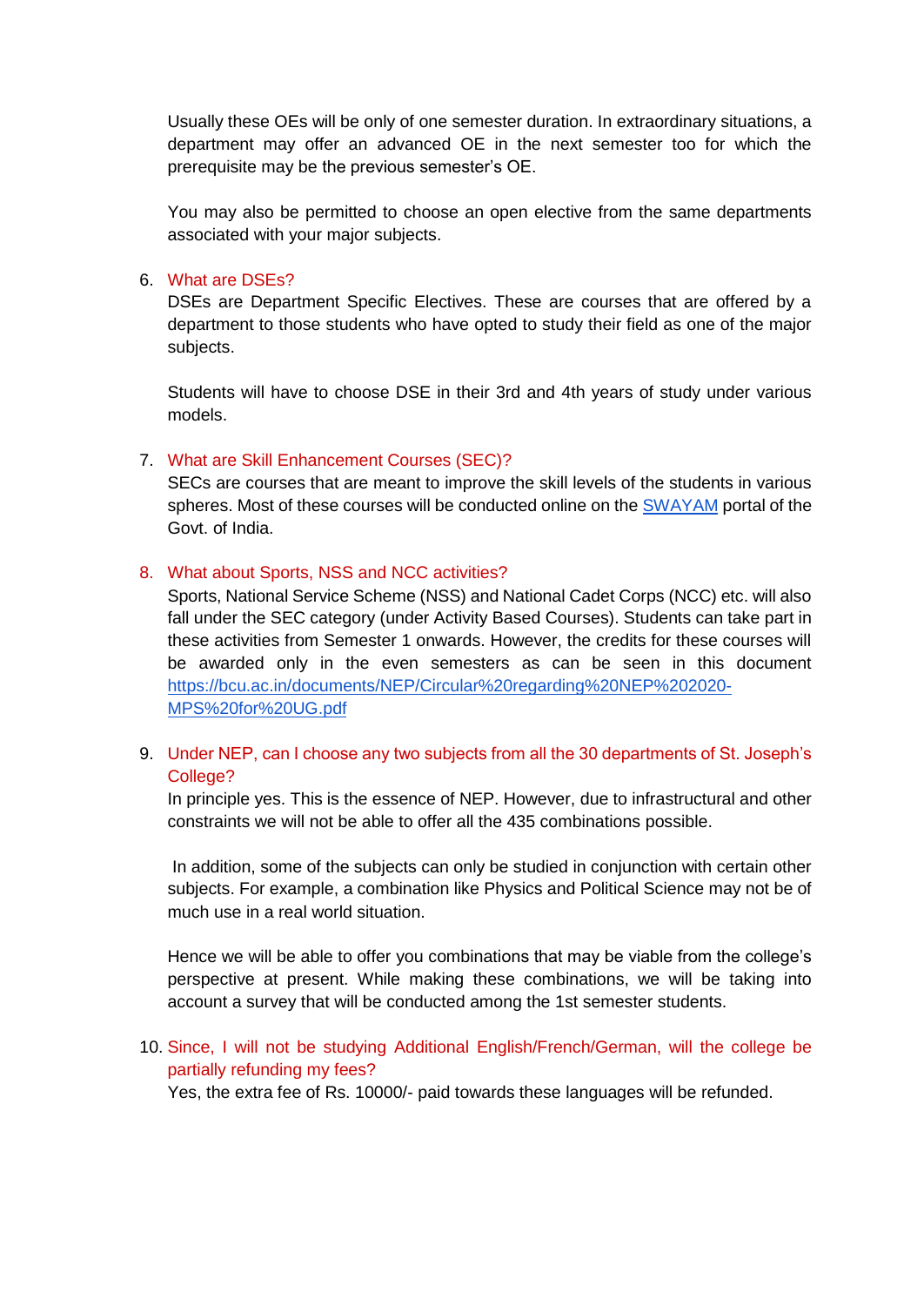Usually these OEs will be only of one semester duration. In extraordinary situations, a department may offer an advanced OE in the next semester too for which the prerequisite may be the previous semester's OE.

You may also be permitted to choose an open elective from the same departments associated with your major subjects.

6. What are DSEs?

   DSEs are Department Specific Electives. These are courses that are offered by a department to those students who have opted to study their field as one of the major subjects.

   Students will have to choose DSE in their 3rd and 4th years of study under various models.

7. What are Skill Enhancement Courses (SEC)?

   SECs are courses that are meant to improve the skill levels of the students in various spheres. Most of these courses will be conducted online on the [SWAYAM](SWAYAM) portal of the Govt. of India.

8. What about Sports, NSS and NCC activities?

   Sports, National Service Scheme (NSS) and National Cadet Corps (NCC) etc. will also fall under the SEC category (under Activity Based Courses). Students can take part in these activities from Semester 1 onwards. However, the credits for these courses will be awarded only in the even semesters as can be seen in this document [https://bcu.ac.in/documents/NEP/Circular%20regarding%20NEP%202020-MPS%20for%20UG.pdf](https://bcu.ac.in/documents/NEP/Circular%20regarding%20NEP%202020-MPS%20for%20UG.pdf)

9. Under NEP, can I choose any two subjects from all the 30 departments of St. Joseph's College?

   In principle yes. This is the essence of NEP. However, due to infrastructural and other constraints we will not be able to offer all the 435 combinations possible.

   In addition, some of the subjects can only be studied in conjunction with certain other subjects. For example, a combination like Physics and Political Science may not be of much use in a real world situation.

   Hence we will be able to offer you combinations that may be viable from the college's perspective at present. While making these combinations, we will be taking into account a survey that will be conducted among the 1st semester students.

10. Since, I will not be studying Additional English/French/German, will the college be partially refunding my fees?

    Yes, the extra fee of Rs. 10000/- paid towards these languages will be refunded.